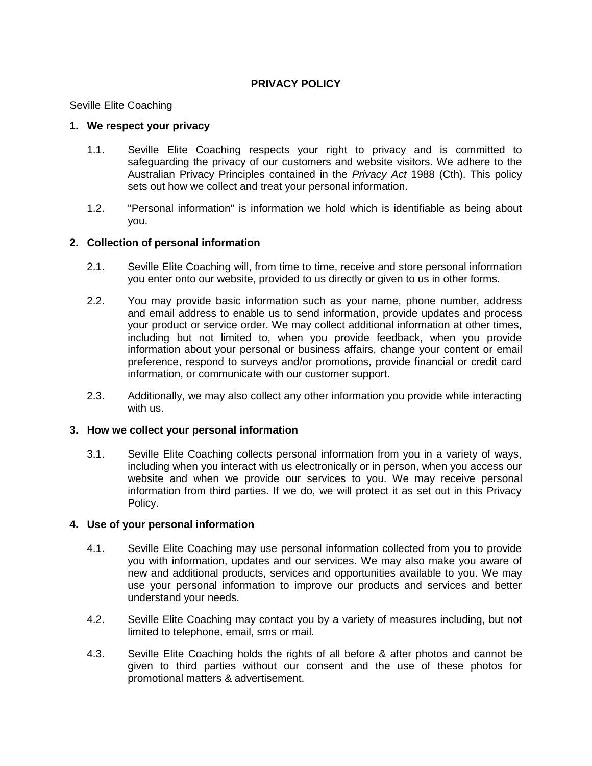# PRIVACY POLICY

Seville Elite Coaching

## 1. We respect your privacy

1.1. Seville Elite Coaching respects your right to privacy and is committed to safeguarding the privacy of our customers and website visitors. We adhere to the Australian Privacy Principles contained in the *Privacy Act* 1988 (Cth). This policy sets out how we collect and treat your personal information.

1.2. "Personal information" is information we hold which is identifiable as being about you.

## 2. Collection of personal information

2.1. Seville Elite Coaching will, from time to time, receive and store personal information you enter onto our website, provided to us directly or given to us in other forms.

2.2. You may provide basic information such as your name, phone number, address and email address to enable us to send information, provide updates and process your product or service order. We may collect additional information at other times, including but not limited to, when you provide feedback, when you provide information about your personal or business affairs, change your content or email preference, respond to surveys and/or promotions, provide financial or credit card information, or communicate with our customer support.

2.3. Additionally, we may also collect any other information you provide while interacting with us.

## 3. How we collect your personal information

3.1. Seville Elite Coaching collects personal information from you in a variety of ways, including when you interact with us electronically or in person, when you access our website and when we provide our services to you. We may receive personal information from third parties. If we do, we will protect it as set out in this Privacy Policy.

## 4. Use of your personal information

4.1. Seville Elite Coaching may use personal information collected from you to provide you with information, updates and our services. We may also make you aware of new and additional products, services and opportunities available to you. We may use your personal information to improve our products and services and better understand your needs.

4.2. Seville Elite Coaching may contact you by a variety of measures including, but not limited to telephone, email, sms or mail.

4.3. Seville Elite Coaching holds the rights of all before & after photos and cannot be given to third parties without our consent and the use of these photos for promotional matters & advertisement.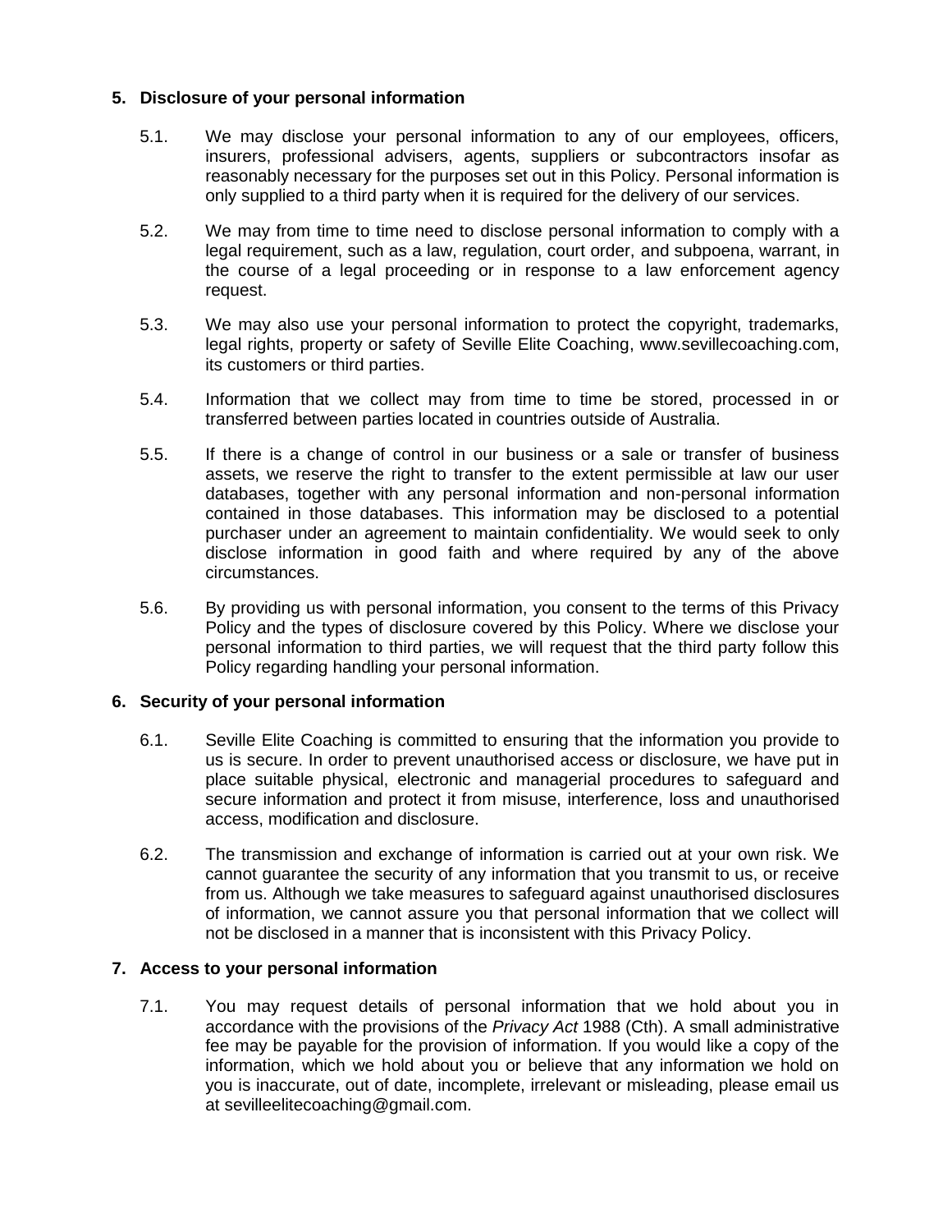## 5. Disclosure of your personal information

5.1. We may disclose your personal information to any of our employees, officers, insurers, professional advisers, agents, suppliers or subcontractors insofar as reasonably necessary for the purposes set out in this Policy. Personal information is only supplied to a third party when it is required for the delivery of our services.

5.2. We may from time to time need to disclose personal information to comply with a legal requirement, such as a law, regulation, court order, and subpoena, warrant, in the course of a legal proceeding or in response to a law enforcement agency request.

5.3. We may also use your personal information to protect the copyright, trademarks, legal rights, property or safety of Seville Elite Coaching, www.sevillecoaching.com, its customers or third parties.

5.4. Information that we collect may from time to time be stored, processed in or transferred between parties located in countries outside of Australia.

5.5. If there is a change of control in our business or a sale or transfer of business assets, we reserve the right to transfer to the extent permissible at law our user databases, together with any personal information and non-personal information contained in those databases. This information may be disclosed to a potential purchaser under an agreement to maintain confidentiality. We would seek to only disclose information in good faith and where required by any of the above circumstances.

5.6. By providing us with personal information, you consent to the terms of this Privacy Policy and the types of disclosure covered by this Policy. Where we disclose your personal information to third parties, we will request that the third party follow this Policy regarding handling your personal information.

## 6. Security of your personal information

6.1. Seville Elite Coaching is committed to ensuring that the information you provide to us is secure. In order to prevent unauthorised access or disclosure, we have put in place suitable physical, electronic and managerial procedures to safeguard and secure information and protect it from misuse, interference, loss and unauthorised access, modification and disclosure.

6.2. The transmission and exchange of information is carried out at your own risk. We cannot guarantee the security of any information that you transmit to us, or receive from us. Although we take measures to safeguard against unauthorised disclosures of information, we cannot assure you that personal information that we collect will not be disclosed in a manner that is inconsistent with this Privacy Policy.

## 7. Access to your personal information

7.1. You may request details of personal information that we hold about you in accordance with the provisions of the *Privacy Act* 1988 (Cth). A small administrative fee may be payable for the provision of information. If you would like a copy of the information, which we hold about you or believe that any information we hold on you is inaccurate, out of date, incomplete, irrelevant or misleading, please email us at sevilleelitecoaching@gmail.com.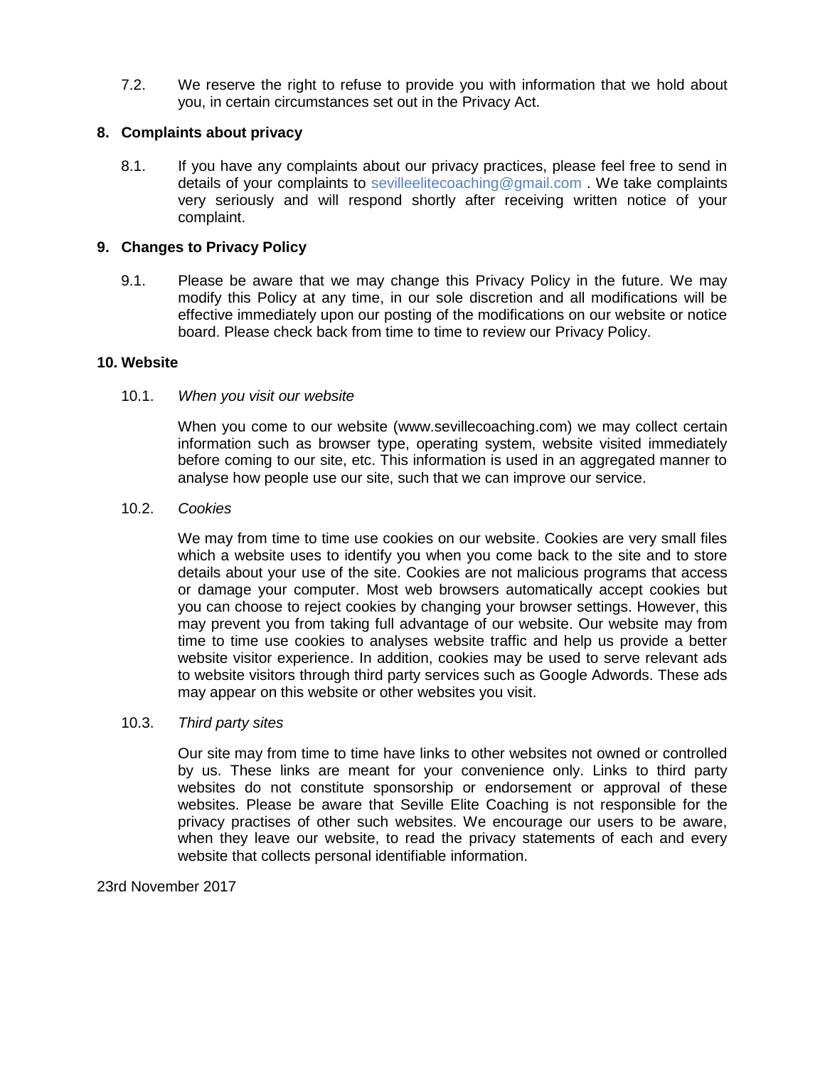7.2. We reserve the right to refuse to provide you with information that we hold about you, in certain circumstances set out in the Privacy Act.

## 8. Complaints about privacy

8.1. If you have any complaints about our privacy practices, please feel free to send in details of your complaints to sevilleelitecoaching@gmail.com . We take complaints very seriously and will respond shortly after receiving written notice of your complaint.

## 9. Changes to Privacy Policy

9.1. Please be aware that we may change this Privacy Policy in the future. We may modify this Policy at any time, in our sole discretion and all modifications will be effective immediately upon our posting of the modifications on our website or notice board. Please check back from time to time to review our Privacy Policy.

## 10. Website

10.1. *When you visit our website*

When you come to our website (www.sevillecoaching.com) we may collect certain information such as browser type, operating system, website visited immediately before coming to our site, etc. This information is used in an aggregated manner to analyse how people use our site, such that we can improve our service.

10.2. *Cookies*

We may from time to time use cookies on our website. Cookies are very small files which a website uses to identify you when you come back to the site and to store details about your use of the site. Cookies are not malicious programs that access or damage your computer. Most web browsers automatically accept cookies but you can choose to reject cookies by changing your browser settings. However, this may prevent you from taking full advantage of our website. Our website may from time to time use cookies to analyses website traffic and help us provide a better website visitor experience. In addition, cookies may be used to serve relevant ads to website visitors through third party services such as Google Adwords. These ads may appear on this website or other websites you visit.

10.3. *Third party sites*

Our site may from time to time have links to other websites not owned or controlled by us. These links are meant for your convenience only. Links to third party websites do not constitute sponsorship or endorsement or approval of these websites. Please be aware that Seville Elite Coaching is not responsible for the privacy practises of other such websites. We encourage our users to be aware, when they leave our website, to read the privacy statements of each and every website that collects personal identifiable information.

23rd November 2017